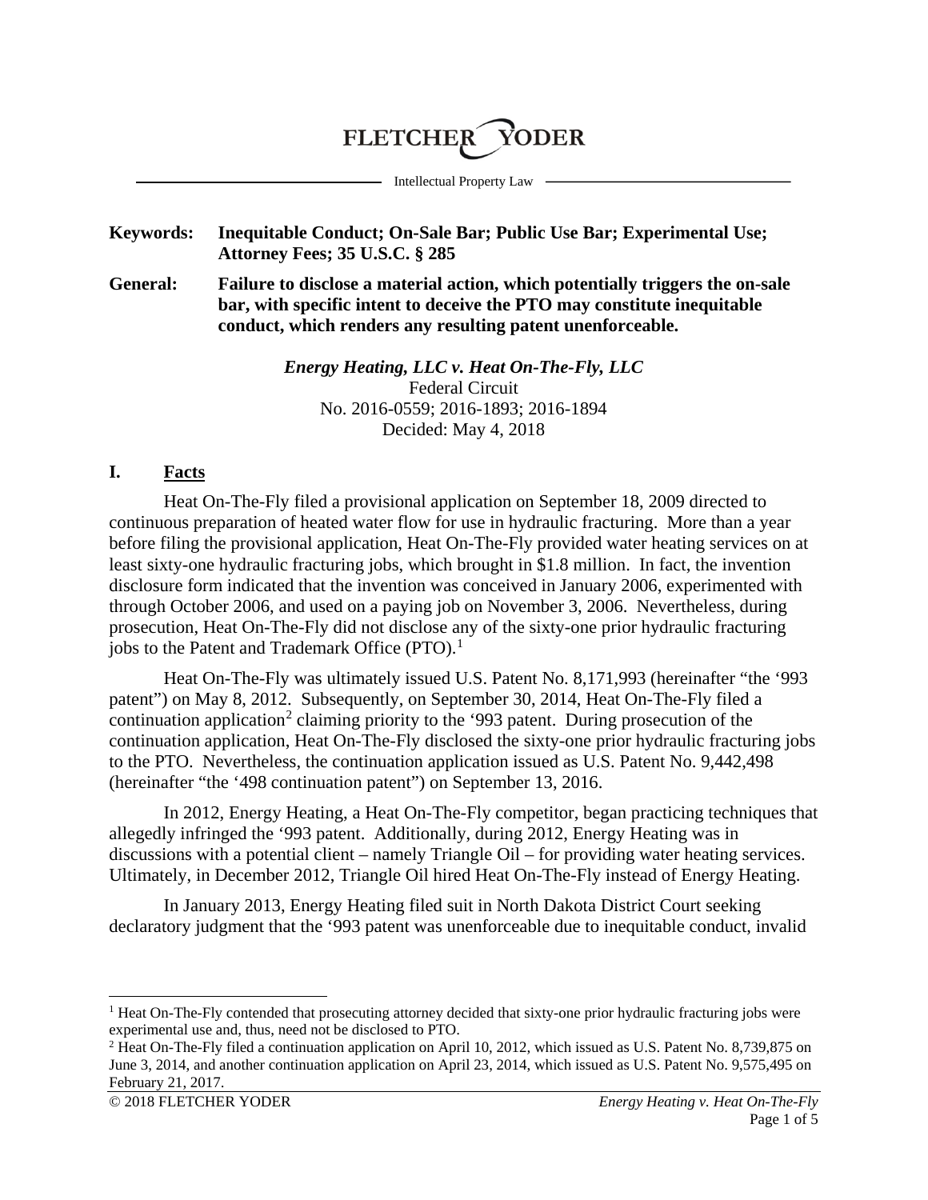FLETCHER YODER

Intellectual Property Law

**Keywords:** **Inequitable Conduct; On-Sale Bar; Public Use Bar; Experimental Use; Attorney Fees; 35 U.S.C. § 285**

**General:** **Failure to disclose a material action, which potentially triggers the on-sale bar, with specific intent to deceive the PTO may constitute inequitable conduct, which renders any resulting patent unenforceable.**

***Energy Heating, LLC v. Heat On-The-Fly, LLC***
Federal Circuit
No. 2016-0559; 2016-1893; 2016-1894
Decided: May 4, 2018

## I. Facts

Heat On-The-Fly filed a provisional application on September 18, 2009 directed to continuous preparation of heated water flow for use in hydraulic fracturing. More than a year before filing the provisional application, Heat On-The-Fly provided water heating services on at least sixty-one hydraulic fracturing jobs, which brought in $1.8 million. In fact, the invention disclosure form indicated that the invention was conceived in January 2006, experimented with through October 2006, and used on a paying job on November 3, 2006. Nevertheless, during prosecution, Heat On-The-Fly did not disclose any of the sixty-one prior hydraulic fracturing jobs to the Patent and Trademark Office (PTO).[1]

Heat On-The-Fly was ultimately issued U.S. Patent No. 8,171,993 (hereinafter "the '993 patent") on May 8, 2012. Subsequently, on September 30, 2014, Heat On-The-Fly filed a continuation application[2] claiming priority to the '993 patent. During prosecution of the continuation application, Heat On-The-Fly disclosed the sixty-one prior hydraulic fracturing jobs to the PTO. Nevertheless, the continuation application issued as U.S. Patent No. 9,442,498 (hereinafter "the '498 continuation patent") on September 13, 2016.

In 2012, Energy Heating, a Heat On-The-Fly competitor, began practicing techniques that allegedly infringed the '993 patent. Additionally, during 2012, Energy Heating was in discussions with a potential client – namely Triangle Oil – for providing water heating services. Ultimately, in December 2012, Triangle Oil hired Heat On-The-Fly instead of Energy Heating.

In January 2013, Energy Heating filed suit in North Dakota District Court seeking declaratory judgment that the '993 patent was unenforceable due to inequitable conduct, invalid

---

[1] Heat On-The-Fly contended that prosecuting attorney decided that sixty-one prior hydraulic fracturing jobs were experimental use and, thus, need not be disclosed to PTO.

[2] Heat On-The-Fly filed a continuation application on April 10, 2012, which issued as U.S. Patent No. 8,739,875 on June 3, 2014, and another continuation application on April 23, 2014, which issued as U.S. Patent No. 9,575,495 on February 21, 2017.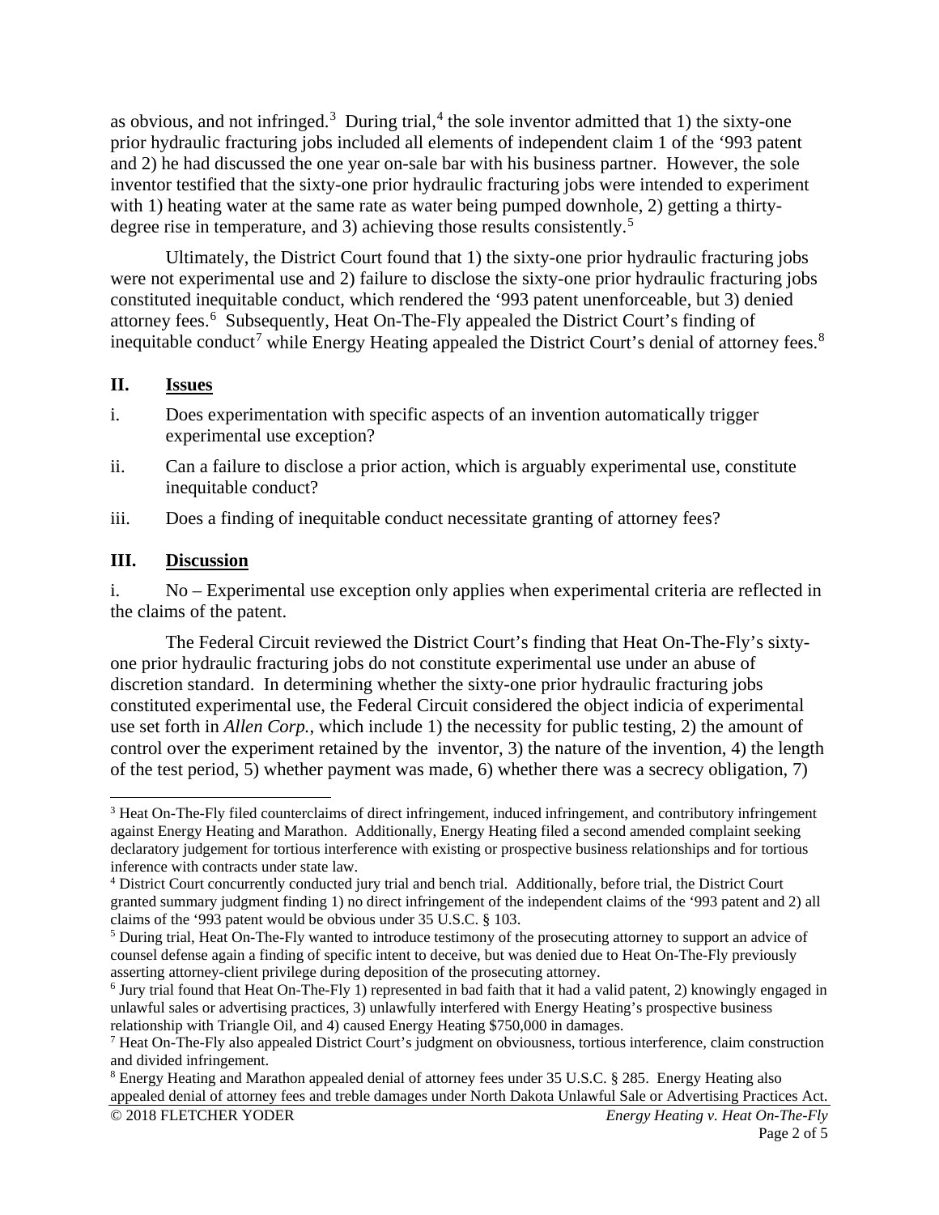as obvious, and not infringed.[3] During trial,[4] the sole inventor admitted that 1) the sixty-one prior hydraulic fracturing jobs included all elements of independent claim 1 of the '993 patent and 2) he had discussed the one year on-sale bar with his business partner. However, the sole inventor testified that the sixty-one prior hydraulic fracturing jobs were intended to experiment with 1) heating water at the same rate as water being pumped downhole, 2) getting a thirty-degree rise in temperature, and 3) achieving those results consistently.[5]

Ultimately, the District Court found that 1) the sixty-one prior hydraulic fracturing jobs were not experimental use and 2) failure to disclose the sixty-one prior hydraulic fracturing jobs constituted inequitable conduct, which rendered the '993 patent unenforceable, but 3) denied attorney fees.[6] Subsequently, Heat On-The-Fly appealed the District Court's finding of inequitable conduct[7] while Energy Heating appealed the District Court's denial of attorney fees.[8]

## II. Issues

i. Does experimentation with specific aspects of an invention automatically trigger experimental use exception?

ii. Can a failure to disclose a prior action, which is arguably experimental use, constitute inequitable conduct?

iii. Does a finding of inequitable conduct necessitate granting of attorney fees?

## III. Discussion

i. No – Experimental use exception only applies when experimental criteria are reflected in the claims of the patent.

The Federal Circuit reviewed the District Court's finding that Heat On-The-Fly's sixty-one prior hydraulic fracturing jobs do not constitute experimental use under an abuse of discretion standard. In determining whether the sixty-one prior hydraulic fracturing jobs constituted experimental use, the Federal Circuit considered the object indicia of experimental use set forth in *Allen Corp.*, which include 1) the necessity for public testing, 2) the amount of control over the experiment retained by the inventor, 3) the nature of the invention, 4) the length of the test period, 5) whether payment was made, 6) whether there was a secrecy obligation, 7)

---

[3] Heat On-The-Fly filed counterclaims of direct infringement, induced infringement, and contributory infringement against Energy Heating and Marathon. Additionally, Energy Heating filed a second amended complaint seeking declaratory judgement for tortious interference with existing or prospective business relationships and for tortious inference with contracts under state law.

[4] District Court concurrently conducted jury trial and bench trial. Additionally, before trial, the District Court granted summary judgment finding 1) no direct infringement of the independent claims of the '993 patent and 2) all claims of the '993 patent would be obvious under 35 U.S.C. § 103.

[5] During trial, Heat On-The-Fly wanted to introduce testimony of the prosecuting attorney to support an advice of counsel defense again a finding of specific intent to deceive, but was denied due to Heat On-The-Fly previously asserting attorney-client privilege during deposition of the prosecuting attorney.

[6] Jury trial found that Heat On-The-Fly 1) represented in bad faith that it had a valid patent, 2) knowingly engaged in unlawful sales or advertising practices, 3) unlawfully interfered with Energy Heating's prospective business relationship with Triangle Oil, and 4) caused Energy Heating $750,000 in damages.

[7] Heat On-The-Fly also appealed District Court's judgment on obviousness, tortious interference, claim construction and divided infringement.

[8] Energy Heating and Marathon appealed denial of attorney fees under 35 U.S.C. § 285. Energy Heating also appealed denial of attorney fees and treble damages under North Dakota Unlawful Sale or Advertising Practices Act.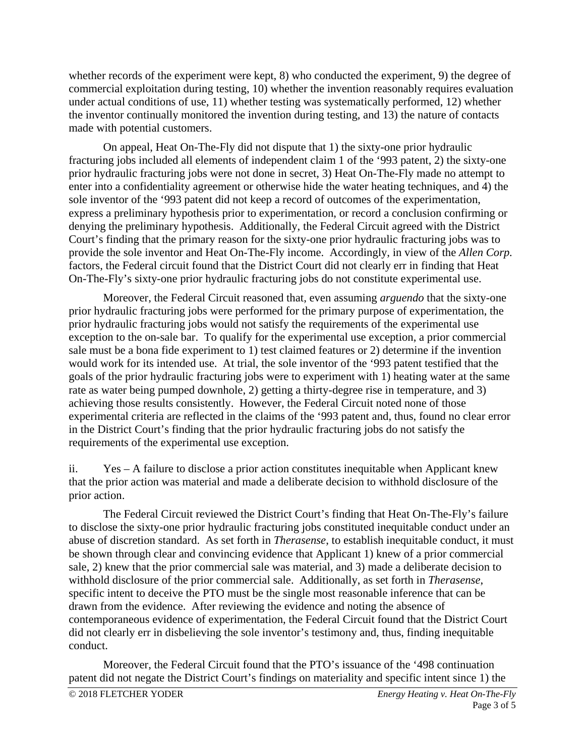whether records of the experiment were kept, 8) who conducted the experiment, 9) the degree of commercial exploitation during testing, 10) whether the invention reasonably requires evaluation under actual conditions of use, 11) whether testing was systematically performed, 12) whether the inventor continually monitored the invention during testing, and 13) the nature of contacts made with potential customers.

On appeal, Heat On-The-Fly did not dispute that 1) the sixty-one prior hydraulic fracturing jobs included all elements of independent claim 1 of the '993 patent, 2) the sixty-one prior hydraulic fracturing jobs were not done in secret, 3) Heat On-The-Fly made no attempt to enter into a confidentiality agreement or otherwise hide the water heating techniques, and 4) the sole inventor of the '993 patent did not keep a record of outcomes of the experimentation, express a preliminary hypothesis prior to experimentation, or record a conclusion confirming or denying the preliminary hypothesis. Additionally, the Federal Circuit agreed with the District Court's finding that the primary reason for the sixty-one prior hydraulic fracturing jobs was to provide the sole inventor and Heat On-The-Fly income. Accordingly, in view of the *Allen Corp.* factors, the Federal circuit found that the District Court did not clearly err in finding that Heat On-The-Fly's sixty-one prior hydraulic fracturing jobs do not constitute experimental use.

Moreover, the Federal Circuit reasoned that, even assuming *arguendo* that the sixty-one prior hydraulic fracturing jobs were performed for the primary purpose of experimentation, the prior hydraulic fracturing jobs would not satisfy the requirements of the experimental use exception to the on-sale bar. To qualify for the experimental use exception, a prior commercial sale must be a bona fide experiment to 1) test claimed features or 2) determine if the invention would work for its intended use. At trial, the sole inventor of the '993 patent testified that the goals of the prior hydraulic fracturing jobs were to experiment with 1) heating water at the same rate as water being pumped downhole, 2) getting a thirty-degree rise in temperature, and 3) achieving those results consistently. However, the Federal Circuit noted none of those experimental criteria are reflected in the claims of the '993 patent and, thus, found no clear error in the District Court's finding that the prior hydraulic fracturing jobs do not satisfy the requirements of the experimental use exception.

ii. Yes – A failure to disclose a prior action constitutes inequitable when Applicant knew that the prior action was material and made a deliberate decision to withhold disclosure of the prior action.

The Federal Circuit reviewed the District Court's finding that Heat On-The-Fly's failure to disclose the sixty-one prior hydraulic fracturing jobs constituted inequitable conduct under an abuse of discretion standard. As set forth in *Therasense*, to establish inequitable conduct, it must be shown through clear and convincing evidence that Applicant 1) knew of a prior commercial sale, 2) knew that the prior commercial sale was material, and 3) made a deliberate decision to withhold disclosure of the prior commercial sale. Additionally, as set forth in *Therasense*, specific intent to deceive the PTO must be the single most reasonable inference that can be drawn from the evidence. After reviewing the evidence and noting the absence of contemporaneous evidence of experimentation, the Federal Circuit found that the District Court did not clearly err in disbelieving the sole inventor's testimony and, thus, finding inequitable conduct.

Moreover, the Federal Circuit found that the PTO's issuance of the '498 continuation patent did not negate the District Court's findings on materiality and specific intent since 1) the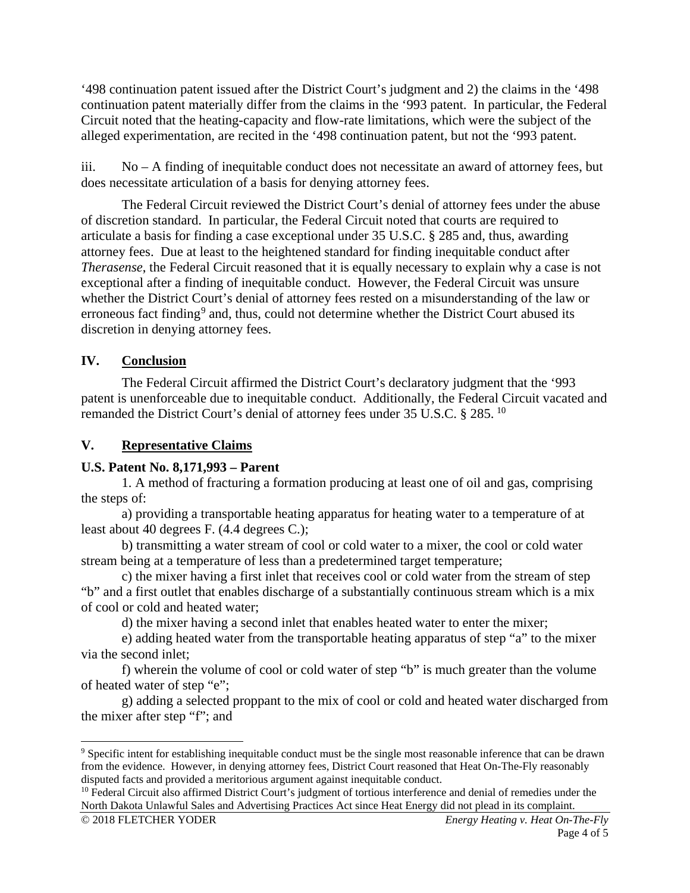'498 continuation patent issued after the District Court's judgment and 2) the claims in the '498 continuation patent materially differ from the claims in the '993 patent. In particular, the Federal Circuit noted that the heating-capacity and flow-rate limitations, which were the subject of the alleged experimentation, are recited in the '498 continuation patent, but not the '993 patent.

iii. No – A finding of inequitable conduct does not necessitate an award of attorney fees, but does necessitate articulation of a basis for denying attorney fees.

The Federal Circuit reviewed the District Court's denial of attorney fees under the abuse of discretion standard. In particular, the Federal Circuit noted that courts are required to articulate a basis for finding a case exceptional under 35 U.S.C. § 285 and, thus, awarding attorney fees. Due at least to the heightened standard for finding inequitable conduct after *Therasense*, the Federal Circuit reasoned that it is equally necessary to explain why a case is not exceptional after a finding of inequitable conduct. However, the Federal Circuit was unsure whether the District Court's denial of attorney fees rested on a misunderstanding of the law or erroneous fact finding[9] and, thus, could not determine whether the District Court abused its discretion in denying attorney fees.

## IV. Conclusion

The Federal Circuit affirmed the District Court's declaratory judgment that the '993 patent is unenforceable due to inequitable conduct. Additionally, the Federal Circuit vacated and remanded the District Court's denial of attorney fees under 35 U.S.C. § 285.[10]

## V. Representative Claims

**U.S. Patent No. 8,171,993 – Parent**

1. A method of fracturing a formation producing at least one of oil and gas, comprising the steps of:

a) providing a transportable heating apparatus for heating water to a temperature of at least about 40 degrees F. (4.4 degrees C.);

b) transmitting a water stream of cool or cold water to a mixer, the cool or cold water stream being at a temperature of less than a predetermined target temperature;

c) the mixer having a first inlet that receives cool or cold water from the stream of step "b" and a first outlet that enables discharge of a substantially continuous stream which is a mix of cool or cold and heated water;

d) the mixer having a second inlet that enables heated water to enter the mixer;

e) adding heated water from the transportable heating apparatus of step "a" to the mixer via the second inlet;

f) wherein the volume of cool or cold water of step "b" is much greater than the volume of heated water of step "e";

g) adding a selected proppant to the mix of cool or cold and heated water discharged from the mixer after step "f"; and

---

[9] Specific intent for establishing inequitable conduct must be the single most reasonable inference that can be drawn from the evidence. However, in denying attorney fees, District Court reasoned that Heat On-The-Fly reasonably disputed facts and provided a meritorious argument against inequitable conduct.

[10] Federal Circuit also affirmed District Court's judgment of tortious interference and denial of remedies under the North Dakota Unlawful Sales and Advertising Practices Act since Heat Energy did not plead in its complaint.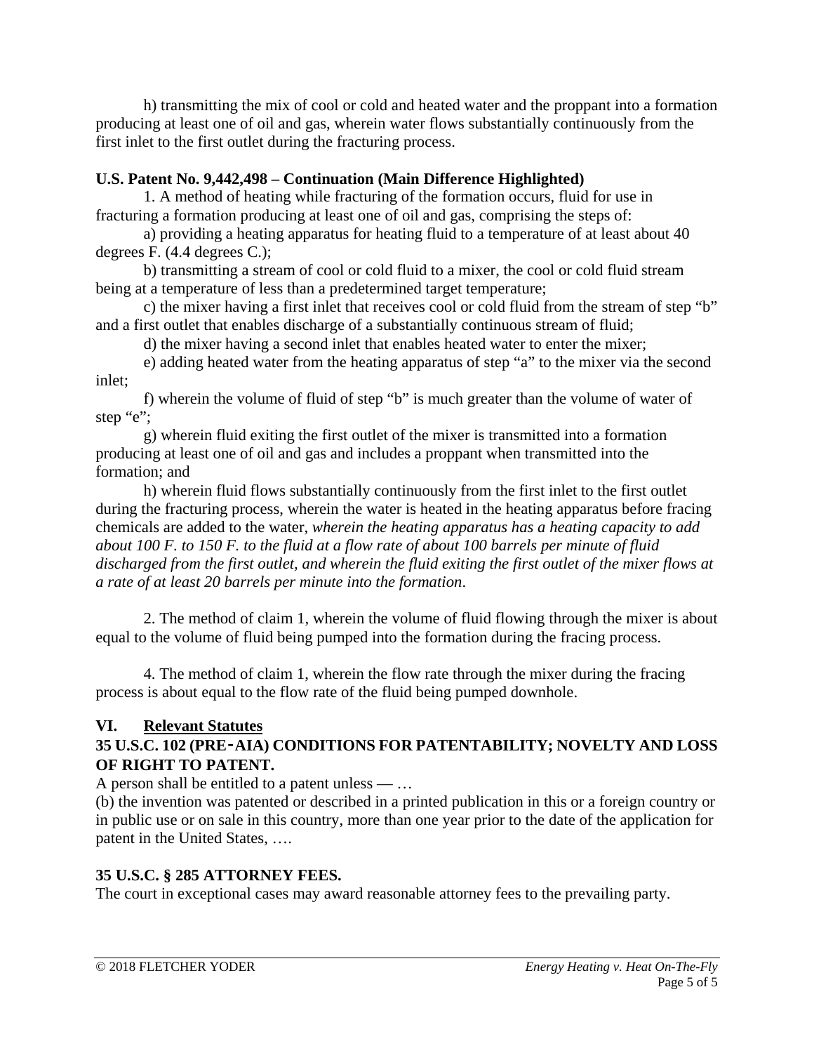h) transmitting the mix of cool or cold and heated water and the proppant into a formation producing at least one of oil and gas, wherein water flows substantially continuously from the first inlet to the first outlet during the fracturing process.

**U.S. Patent No. 9,442,498 – Continuation (Main Difference Highlighted)**

1. A method of heating while fracturing of the formation occurs, fluid for use in fracturing a formation producing at least one of oil and gas, comprising the steps of:

a) providing a heating apparatus for heating fluid to a temperature of at least about 40 degrees F. (4.4 degrees C.);

b) transmitting a stream of cool or cold fluid to a mixer, the cool or cold fluid stream being at a temperature of less than a predetermined target temperature;

c) the mixer having a first inlet that receives cool or cold fluid from the stream of step "b" and a first outlet that enables discharge of a substantially continuous stream of fluid;

d) the mixer having a second inlet that enables heated water to enter the mixer;

e) adding heated water from the heating apparatus of step "a" to the mixer via the second inlet;

f) wherein the volume of fluid of step "b" is much greater than the volume of water of step "e";

g) wherein fluid exiting the first outlet of the mixer is transmitted into a formation producing at least one of oil and gas and includes a proppant when transmitted into the formation; and

h) wherein fluid flows substantially continuously from the first inlet to the first outlet during the fracturing process, wherein the water is heated in the heating apparatus before fracing chemicals are added to the water, *wherein the heating apparatus has a heating capacity to add about 100 F. to 150 F. to the fluid at a flow rate of about 100 barrels per minute of fluid discharged from the first outlet, and wherein the fluid exiting the first outlet of the mixer flows at a rate of at least 20 barrels per minute into the formation*.

2. The method of claim 1, wherein the volume of fluid flowing through the mixer is about equal to the volume of fluid being pumped into the formation during the fracing process.

4. The method of claim 1, wherein the flow rate through the mixer during the fracing process is about equal to the flow rate of the fluid being pumped downhole.

## VI. Relevant Statutes

### 35 U.S.C. 102 (PRE-AIA) CONDITIONS FOR PATENTABILITY; NOVELTY AND LOSS OF RIGHT TO PATENT.

A person shall be entitled to a patent unless — …

(b) the invention was patented or described in a printed publication in this or a foreign country or in public use or on sale in this country, more than one year prior to the date of the application for patent in the United States, ….

### 35 U.S.C. § 285 ATTORNEY FEES.

The court in exceptional cases may award reasonable attorney fees to the prevailing party.